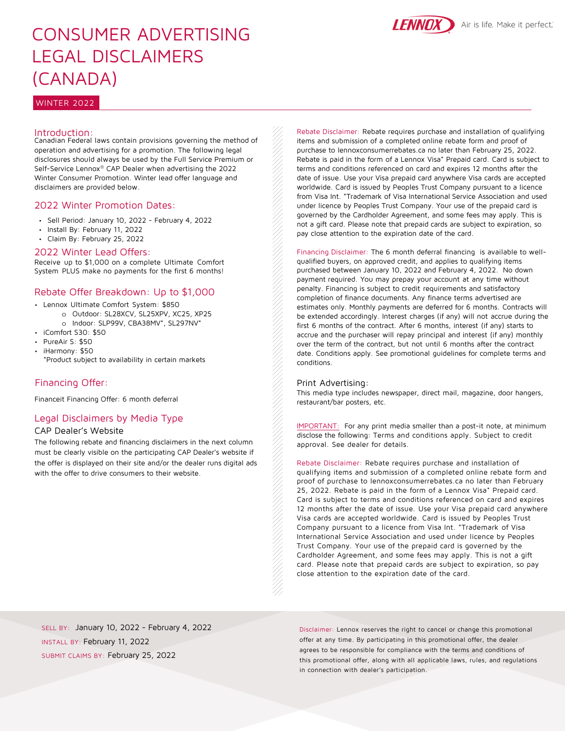# CONSUMER ADVERTISING LEGAL DISCLAIMERS (CANADA)

LENNOX Air is life. Make it perfect.

WINTER 2022

## Introduction:

Canadian Federal laws contain provisions governing the method of operation and advertising for a promotion. The following legal disclosures should always be used by the Full Service Premium or Self-Service Lennox® CAP Dealer when advertising the 2022 Winter Consumer Promotion. Winter lead offer language and disclaimers are provided below.

## 2022 Winter Promotion Dates:

- Sell Period: January 10, 2022 - February 4, 2022
- Install By: February 11, 2022
- Claim By: February 25, 2022

## 2022 Winter Lead Offers:

Receive up to $1,000 on a complete Ultimate Comfort System PLUS make no payments for the first 6 months!

## Rebate Offer Breakdown: Up to $1,000

- Lennox Ultimate Comfort System: $850
  - Outdoor: SL28XCV, SL25XPV, XC25, XP25
  - Indoor: SLP99V, CBA38MV*, SL297NV*
- iComfort S30: $50
- PureAir S: $50
- iHarmony: $50

*Product subject to availability in certain markets

## Financing Offer:

Financeit Financing Offer: 6 month deferral

## Legal Disclaimers by Media Type

### CAP Dealer's Website

The following rebate and financing disclaimers in the next column must be clearly visible on the participating CAP Dealer's website if the offer is displayed on their site and/or the dealer runs digital ads with the offer to drive consumers to their website.

Rebate Disclaimer: Rebate requires purchase and installation of qualifying items and submission of a completed online rebate form and proof of purchase to lennoxconsumerrebates.ca no later than February 25, 2022. Rebate is paid in the form of a Lennox Visa* Prepaid card. Card is subject to terms and conditions referenced on card and expires 12 months after the date of issue. Use your Visa prepaid card anywhere Visa cards are accepted worldwide. Card is issued by Peoples Trust Company pursuant to a licence from Visa Int. *Trademark of Visa International Service Association and used under licence by Peoples Trust Company. Your use of the prepaid card is governed by the Cardholder Agreement, and some fees may apply. This is not a gift card. Please note that prepaid cards are subject to expiration, so pay close attention to the expiration date of the card.

Financing Disclaimer: The 6 month deferral financing is available to well-qualified buyers, on approved credit, and applies to qualifying items purchased between January 10, 2022 and February 4, 2022. No down payment required. You may prepay your account at any time without penalty. Financing is subject to credit requirements and satisfactory completion of finance documents. Any finance terms advertised are estimates only. Monthly payments are deferred for 6 months. Contracts will be extended accordingly. Interest charges (if any) will not accrue during the first 6 months of the contract. After 6 months, interest (if any) starts to accrue and the purchaser will repay principal and interest (if any) monthly over the term of the contract, but not until 6 months after the contract date. Conditions apply. See promotional guidelines for complete terms and conditions.

### Print Advertising:

This media type includes newspaper, direct mail, magazine, door hangers, restaurant/bar posters, etc.

IMPORTANT: For any print media smaller than a post-it note, at minimum disclose the following: Terms and conditions apply. Subject to credit approval. See dealer for details.

Rebate Disclaimer: Rebate requires purchase and installation of qualifying items and submission of a completed online rebate form and proof of purchase to lennoxconsumerrebates.ca no later than February 25, 2022. Rebate is paid in the form of a Lennox Visa* Prepaid card. Card is subject to terms and conditions referenced on card and expires 12 months after the date of issue. Use your Visa prepaid card anywhere Visa cards are accepted worldwide. Card is issued by Peoples Trust Company pursuant to a licence from Visa Int. *Trademark of Visa International Service Association and used under licence by Peoples Trust Company. Your use of the prepaid card is governed by the Cardholder Agreement, and some fees may apply. This is not a gift card. Please note that prepaid cards are subject to expiration, so pay close attention to the expiration date of the card.

SELL BY: January 10, 2022 - February 4, 2022
INSTALL BY: February 11, 2022
SUBMIT CLAIMS BY: February 25, 2022

Disclaimer: Lennox reserves the right to cancel or change this promotional offer at any time. By participating in this promotional offer, the dealer agrees to be responsible for compliance with the terms and conditions of this promotional offer, along with all applicable laws, rules, and regulations in connection with dealer's participation.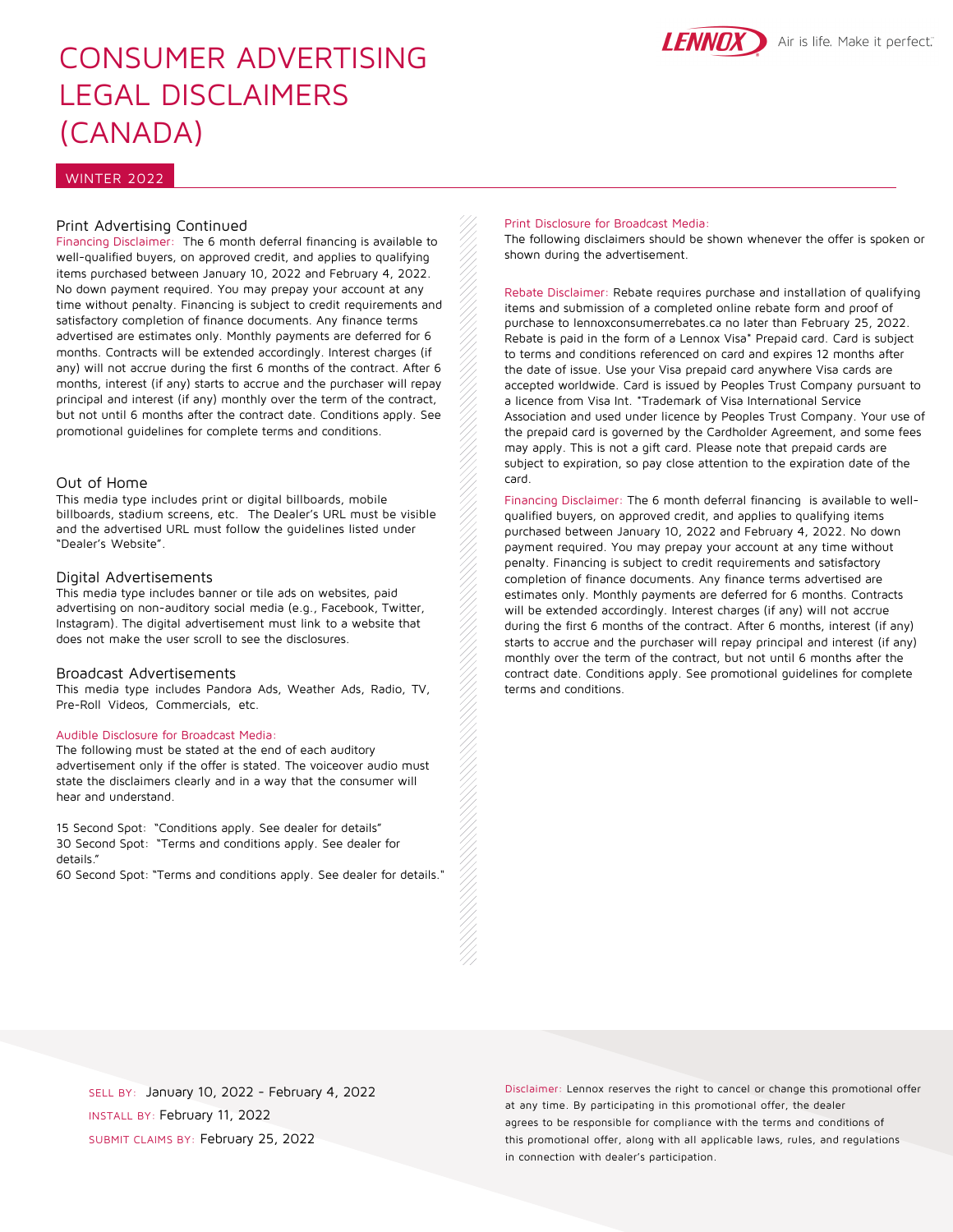# CONSUMER ADVERTISING LEGAL DISCLAIMERS (CANADA)

WINTER 2022

## Print Advertising Continued

Financing Disclaimer: The 6 month deferral financing is available to well-qualified buyers, on approved credit, and applies to qualifying items purchased between January 10, 2022 and February 4, 2022. No down payment required. You may prepay your account at any time without penalty. Financing is subject to credit requirements and satisfactory completion of finance documents. Any finance terms advertised are estimates only. Monthly payments are deferred for 6 months. Contracts will be extended accordingly. Interest charges (if any) will not accrue during the first 6 months of the contract. After 6 months, interest (if any) starts to accrue and the purchaser will repay principal and interest (if any) monthly over the term of the contract, but not until 6 months after the contract date. Conditions apply. See promotional guidelines for complete terms and conditions.

## Out of Home

This media type includes print or digital billboards, mobile billboards, stadium screens, etc. The Dealer's URL must be visible and the advertised URL must follow the guidelines listed under "Dealer's Website".

## Digital Advertisements

This media type includes banner or tile ads on websites, paid advertising on non-auditory social media (e.g., Facebook, Twitter, Instagram). The digital advertisement must link to a website that does not make the user scroll to see the disclosures.

## Broadcast Advertisements

This media type includes Pandora Ads, Weather Ads, Radio, TV, Pre-Roll Videos, Commercials, etc.

Audible Disclosure for Broadcast Media:

The following must be stated at the end of each auditory advertisement only if the offer is stated. The voiceover audio must state the disclaimers clearly and in a way that the consumer will hear and understand.

15 Second Spot: "Conditions apply. See dealer for details"
30 Second Spot: "Terms and conditions apply. See dealer for details."
60 Second Spot: "Terms and conditions apply. See dealer for details."

Print Disclosure for Broadcast Media:

The following disclaimers should be shown whenever the offer is spoken or shown during the advertisement.

Rebate Disclaimer: Rebate requires purchase and installation of qualifying items and submission of a completed online rebate form and proof of purchase to lennoxconsumerrebates.ca no later than February 25, 2022. Rebate is paid in the form of a Lennox Visa* Prepaid card. Card is subject to terms and conditions referenced on card and expires 12 months after the date of issue. Use your Visa prepaid card anywhere Visa cards are accepted worldwide. Card is issued by Peoples Trust Company pursuant to a licence from Visa Int. *Trademark of Visa International Service Association and used under licence by Peoples Trust Company. Your use of the prepaid card is governed by the Cardholder Agreement, and some fees may apply. This is not a gift card. Please note that prepaid cards are subject to expiration, so pay close attention to the expiration date of the card.

Financing Disclaimer: The 6 month deferral financing is available to well-qualified buyers, on approved credit, and applies to qualifying items purchased between January 10, 2022 and February 4, 2022. No down payment required. You may prepay your account at any time without penalty. Financing is subject to credit requirements and satisfactory completion of finance documents. Any finance terms advertised are estimates only. Monthly payments are deferred for 6 months. Contracts will be extended accordingly. Interest charges (if any) will not accrue during the first 6 months of the contract. After 6 months, interest (if any) starts to accrue and the purchaser will repay principal and interest (if any) monthly over the term of the contract, but not until 6 months after the contract date. Conditions apply. See promotional guidelines for complete terms and conditions.

SELL BY: January 10, 2022 - February 4, 2022
INSTALL BY: February 11, 2022
SUBMIT CLAIMS BY: February 25, 2022

Disclaimer: Lennox reserves the right to cancel or change this promotional offer at any time. By participating in this promotional offer, the dealer agrees to be responsible for compliance with the terms and conditions of this promotional offer, along with all applicable laws, rules, and regulations in connection with dealer's participation.